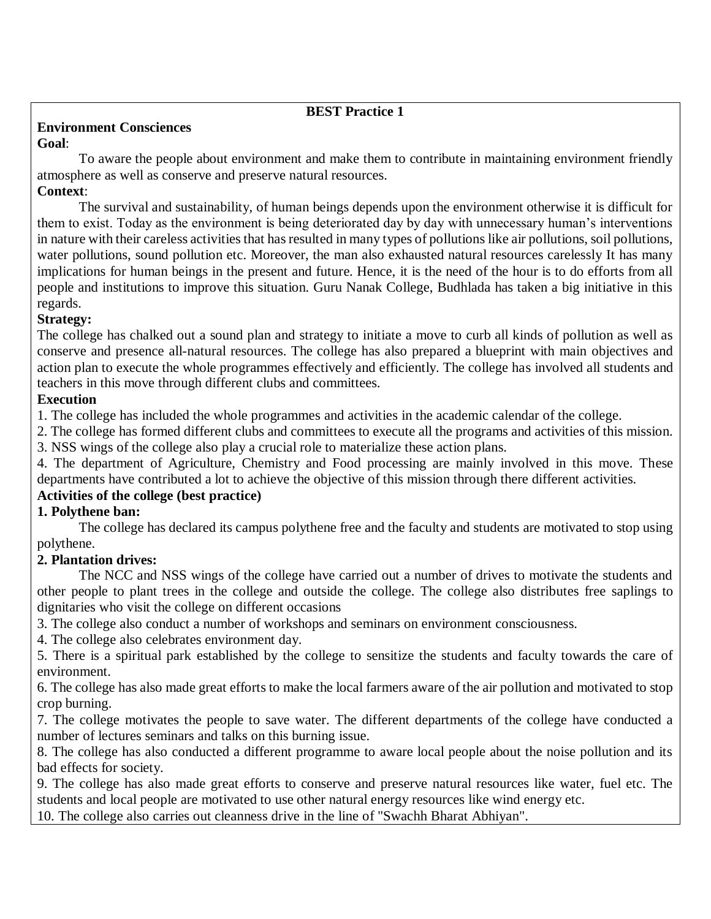## BEST Practice 1

**Environment Consciences**

**Goal**:

To aware the people about environment and make them to contribute in maintaining environment friendly atmosphere as well as conserve and preserve natural resources.

**Context**:

The survival and sustainability, of human beings depends upon the environment otherwise it is difficult for them to exist. Today as the environment is being deteriorated day by day with unnecessary human's interventions in nature with their careless activities that has resulted in many types of pollutions like air pollutions, soil pollutions, water pollutions, sound pollution etc. Moreover, the man also exhausted natural resources carelessly It has many implications for human beings in the present and future. Hence, it is the need of the hour is to do efforts from all people and institutions to improve this situation. Guru Nanak College, Budhlada has taken a big initiative in this regards.

**Strategy:**

The college has chalked out a sound plan and strategy to initiate a move to curb all kinds of pollution as well as conserve and presence all-natural resources. The college has also prepared a blueprint with main objectives and action plan to execute the whole programmes effectively and efficiently. The college has involved all students and teachers in this move through different clubs and committees.

**Execution**

1. The college has included the whole programmes and activities in the academic calendar of the college.
2. The college has formed different clubs and committees to execute all the programs and activities of this mission.
3. NSS wings of the college also play a crucial role to materialize these action plans.
4. The department of Agriculture, Chemistry and Food processing are mainly involved in this move. These departments have contributed a lot to achieve the objective of this mission through there different activities.

**Activities of the college (best practice)**

**1. Polythene ban:**

The college has declared its campus polythene free and the faculty and students are motivated to stop using polythene.

**2. Plantation drives:**

The NCC and NSS wings of the college have carried out a number of drives to motivate the students and other people to plant trees in the college and outside the college. The college also distributes free saplings to dignitaries who visit the college on different occasions

3. The college also conduct a number of workshops and seminars on environment consciousness.
4. The college also celebrates environment day.
5. There is a spiritual park established by the college to sensitize the students and faculty towards the care of environment.
6. The college has also made great efforts to make the local farmers aware of the air pollution and motivated to stop crop burning.
7. The college motivates the people to save water. The different departments of the college have conducted a number of lectures seminars and talks on this burning issue.
8. The college has also conducted a different programme to aware local people about the noise pollution and its bad effects for society.
9. The college has also made great efforts to conserve and preserve natural resources like water, fuel etc. The students and local people are motivated to use other natural energy resources like wind energy etc.
10. The college also carries out cleanness drive in the line of "Swachh Bharat Abhiyan".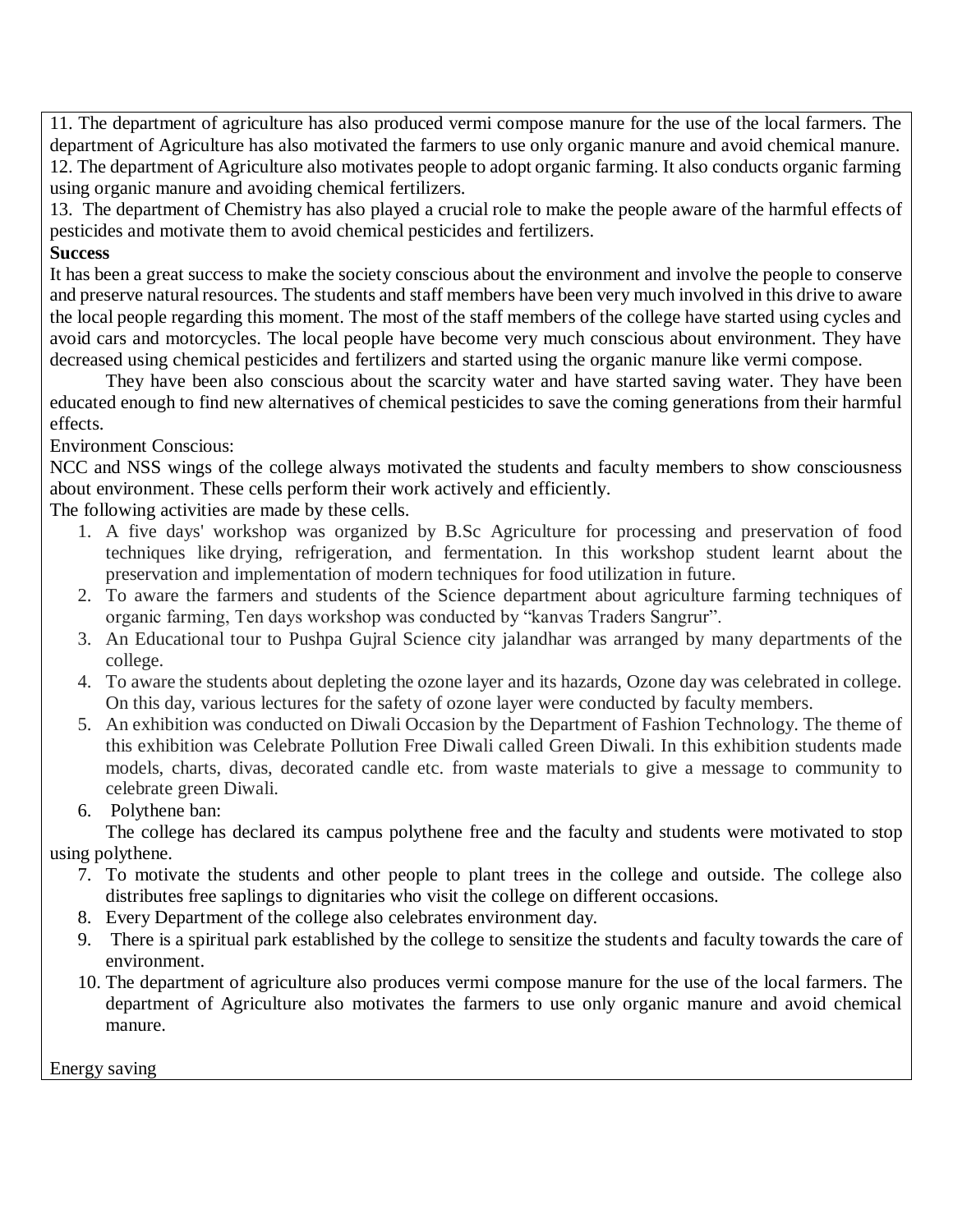11. The department of agriculture has also produced vermi compose manure for the use of the local farmers. The department of Agriculture has also motivated the farmers to use only organic manure and avoid chemical manure.
12. The department of Agriculture also motivates people to adopt organic farming. It also conducts organic farming using organic manure and avoiding chemical fertilizers.
13. The department of Chemistry has also played a crucial role to make the people aware of the harmful effects of pesticides and motivate them to avoid chemical pesticides and fertilizers.

**Success**

It has been a great success to make the society conscious about the environment and involve the people to conserve and preserve natural resources. The students and staff members have been very much involved in this drive to aware the local people regarding this moment. The most of the staff members of the college have started using cycles and avoid cars and motorcycles. The local people have become very much conscious about environment. They have decreased using chemical pesticides and fertilizers and started using the organic manure like vermi compose.

They have been also conscious about the scarcity water and have started saving water. They have been educated enough to find new alternatives of chemical pesticides to save the coming generations from their harmful effects.

Environment Conscious:

NCC and NSS wings of the college always motivated the students and faculty members to show consciousness about environment. These cells perform their work actively and efficiently.

The following activities are made by these cells.

1. A five days' workshop was organized by B.Sc Agriculture for processing and preservation of food techniques like drying, refrigeration, and fermentation. In this workshop student learnt about the preservation and implementation of modern techniques for food utilization in future.
2. To aware the farmers and students of the Science department about agriculture farming techniques of organic farming, Ten days workshop was conducted by "kanvas Traders Sangrur".
3. An Educational tour to Pushpa Gujral Science city jalandhar was arranged by many departments of the college.
4. To aware the students about depleting the ozone layer and its hazards, Ozone day was celebrated in college. On this day, various lectures for the safety of ozone layer were conducted by faculty members.
5. An exhibition was conducted on Diwali Occasion by the Department of Fashion Technology. The theme of this exhibition was Celebrate Pollution Free Diwali called Green Diwali. In this exhibition students made models, charts, divas, decorated candle etc. from waste materials to give a message to community to celebrate green Diwali.
6. Polythene ban:

The college has declared its campus polythene free and the faculty and students were motivated to stop using polythene.

7. To motivate the students and other people to plant trees in the college and outside. The college also distributes free saplings to dignitaries who visit the college on different occasions.
8. Every Department of the college also celebrates environment day.
9. There is a spiritual park established by the college to sensitize the students and faculty towards the care of environment.
10. The department of agriculture also produces vermi compose manure for the use of the local farmers. The department of Agriculture also motivates the farmers to use only organic manure and avoid chemical manure.

Energy saving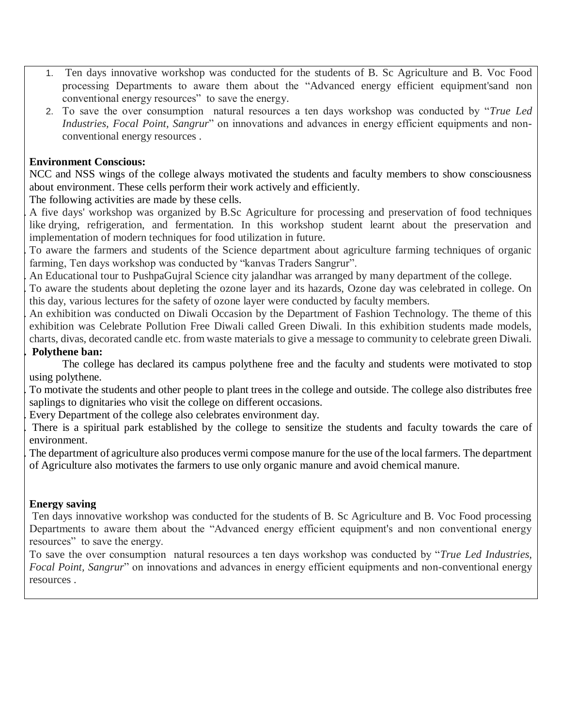1. Ten days innovative workshop was conducted for the students of B. Sc Agriculture and B. Voc Food processing Departments to aware them about the "Advanced energy efficient equipment'sand non conventional energy resources" to save the energy.
2. To save the over consumption natural resources a ten days workshop was conducted by "*True Led Industries, Focal Point, Sangrur*" on innovations and advances in energy efficient equipments and non-conventional energy resources .

**Environment Conscious:**

NCC and NSS wings of the college always motivated the students and faculty members to show consciousness about environment. These cells perform their work actively and efficiently.

The following activities are made by these cells.

- A five days' workshop was organized by B.Sc Agriculture for processing and preservation of food techniques like drying, refrigeration, and fermentation. In this workshop student learnt about the preservation and implementation of modern techniques for food utilization in future.
- To aware the farmers and students of the Science department about agriculture farming techniques of organic farming, Ten days workshop was conducted by "kanvas Traders Sangrur".
- An Educational tour to PushpaGujral Science city jalandhar was arranged by many department of the college.
- To aware the students about depleting the ozone layer and its hazards, Ozone day was celebrated in college. On this day, various lectures for the safety of ozone layer were conducted by faculty members.
- An exhibition was conducted on Diwali Occasion by the Department of Fashion Technology. The theme of this exhibition was Celebrate Pollution Free Diwali called Green Diwali. In this exhibition students made models, charts, divas, decorated candle etc. from waste materials to give a message to community to celebrate green Diwali.
- **Polythene ban:**

  The college has declared its campus polythene free and the faculty and students were motivated to stop using polythene.
- To motivate the students and other people to plant trees in the college and outside. The college also distributes free saplings to dignitaries who visit the college on different occasions.
- Every Department of the college also celebrates environment day.
- There is a spiritual park established by the college to sensitize the students and faculty towards the care of environment.
- The department of agriculture also produces vermi compose manure for the use of the local farmers. The department of Agriculture also motivates the farmers to use only organic manure and avoid chemical manure.

**Energy saving**

Ten days innovative workshop was conducted for the students of B. Sc Agriculture and B. Voc Food processing Departments to aware them about the "Advanced energy efficient equipment's and non conventional energy resources" to save the energy.

To save the over consumption natural resources a ten days workshop was conducted by "*True Led Industries, Focal Point, Sangrur*" on innovations and advances in energy efficient equipments and non-conventional energy resources .